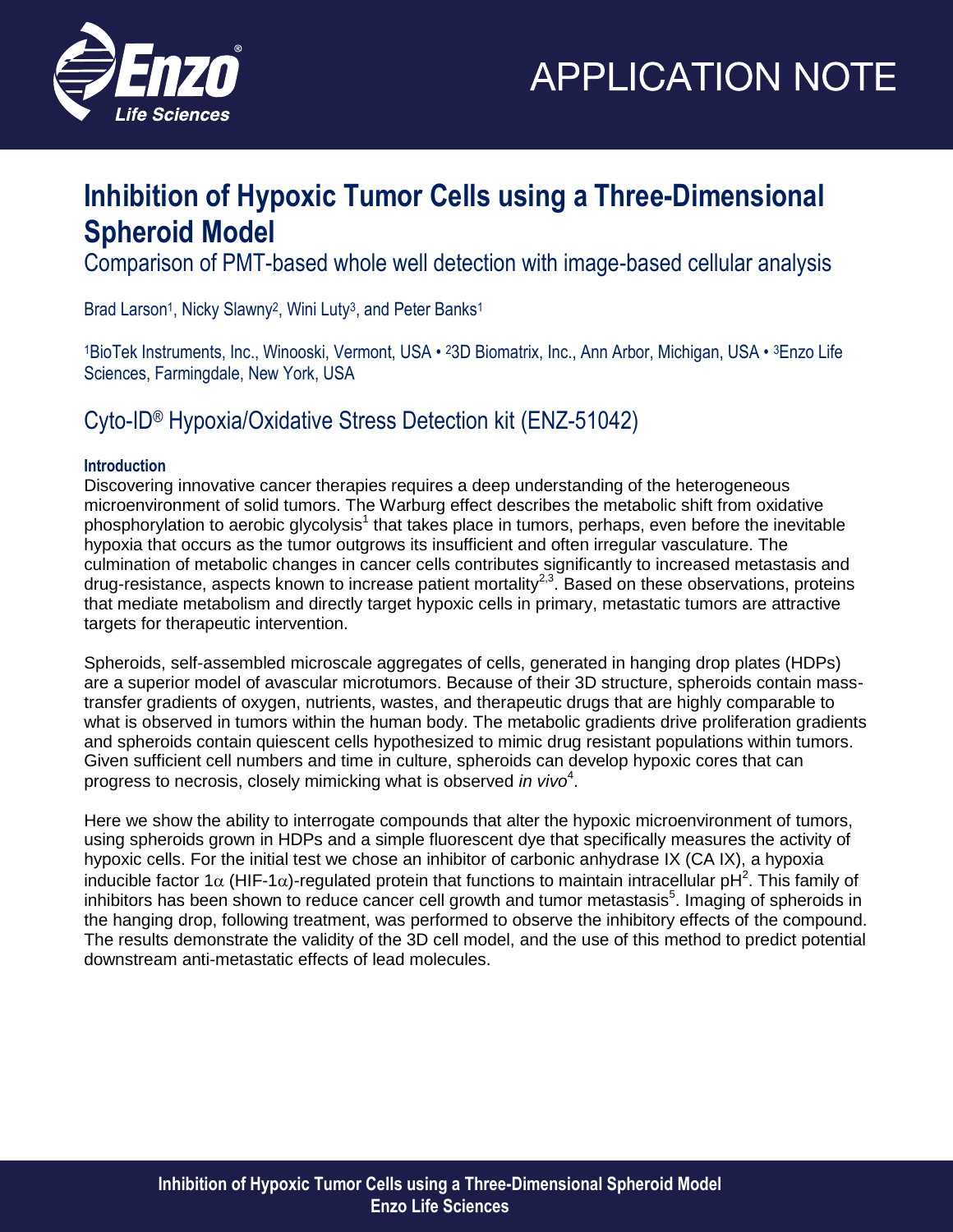APPLICATION NOTE

# Inhibition of Hypoxic Tumor Cells using a Three-Dimensional Spheroid Model

## Comparison of PMT-based whole well detection with image-based cellular analysis

Brad Larson[1], Nicky Slawny[2], Wini Luty[3], and Peter Banks[1]

[1]BioTek Instruments, Inc., Winooski, Vermont, USA • [2]3D Biomatrix, Inc., Ann Arbor, Michigan, USA • [3]Enzo Life Sciences, Farmingdale, New York, USA

## Cyto-ID® Hypoxia/Oxidative Stress Detection kit (ENZ-51042)

### Introduction

Discovering innovative cancer therapies requires a deep understanding of the heterogeneous microenvironment of solid tumors. The Warburg effect describes the metabolic shift from oxidative phosphorylation to aerobic glycolysis[1] that takes place in tumors, perhaps, even before the inevitable hypoxia that occurs as the tumor outgrows its insufficient and often irregular vasculature. The culmination of metabolic changes in cancer cells contributes significantly to increased metastasis and drug-resistance, aspects known to increase patient mortality[2,3]. Based on these observations, proteins that mediate metabolism and directly target hypoxic cells in primary, metastatic tumors are attractive targets for therapeutic intervention.

Spheroids, self-assembled microscale aggregates of cells, generated in hanging drop plates (HDPs) are a superior model of avascular microtumors. Because of their 3D structure, spheroids contain mass-transfer gradients of oxygen, nutrients, wastes, and therapeutic drugs that are highly comparable to what is observed in tumors within the human body. The metabolic gradients drive proliferation gradients and spheroids contain quiescent cells hypothesized to mimic drug resistant populations within tumors. Given sufficient cell numbers and time in culture, spheroids can develop hypoxic cores that can progress to necrosis, closely mimicking what is observed *in vivo*[4].

Here we show the ability to interrogate compounds that alter the hypoxic microenvironment of tumors, using spheroids grown in HDPs and a simple fluorescent dye that specifically measures the activity of hypoxic cells. For the initial test we chose an inhibitor of carbonic anhydrase IX (CA IX), a hypoxia inducible factor 1$\alpha$ (HIF-1$\alpha$)-regulated protein that functions to maintain intracellular pH[2]. This family of inhibitors has been shown to reduce cancer cell growth and tumor metastasis[5]. Imaging of spheroids in the hanging drop, following treatment, was performed to observe the inhibitory effects of the compound. The results demonstrate the validity of the 3D cell model, and the use of this method to predict potential downstream anti-metastatic effects of lead molecules.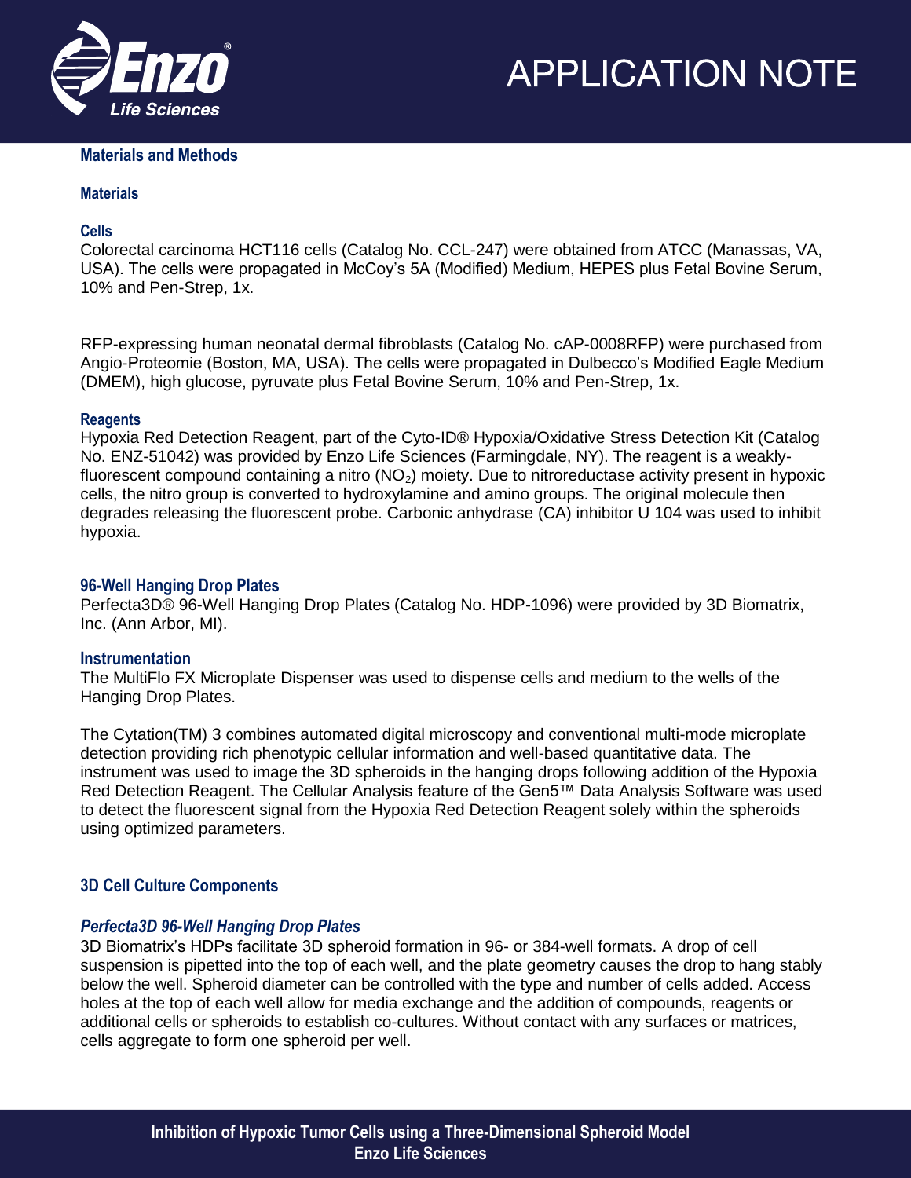## Materials and Methods

### Materials

#### Cells

Colorectal carcinoma HCT116 cells (Catalog No. CCL-247) were obtained from ATCC (Manassas, VA, USA). The cells were propagated in McCoy's 5A (Modified) Medium, HEPES plus Fetal Bovine Serum, 10% and Pen-Strep, 1x.

RFP-expressing human neonatal dermal fibroblasts (Catalog No. cAP-0008RFP) were purchased from Angio-Proteomie (Boston, MA, USA). The cells were propagated in Dulbecco's Modified Eagle Medium (DMEM), high glucose, pyruvate plus Fetal Bovine Serum, 10% and Pen-Strep, 1x.

#### Reagents

Hypoxia Red Detection Reagent, part of the Cyto-ID® Hypoxia/Oxidative Stress Detection Kit (Catalog No. ENZ-51042) was provided by Enzo Life Sciences (Farmingdale, NY). The reagent is a weakly-fluorescent compound containing a nitro ($NO_2$) moiety. Due to nitroreductase activity present in hypoxic cells, the nitro group is converted to hydroxylamine and amino groups. The original molecule then degrades releasing the fluorescent probe. Carbonic anhydrase (CA) inhibitor U 104 was used to inhibit hypoxia.

#### 96-Well Hanging Drop Plates

Perfecta3D® 96-Well Hanging Drop Plates (Catalog No. HDP-1096) were provided by 3D Biomatrix, Inc. (Ann Arbor, MI).

#### Instrumentation

The MultiFlo FX Microplate Dispenser was used to dispense cells and medium to the wells of the Hanging Drop Plates.

The Cytation(TM) 3 combines automated digital microscopy and conventional multi-mode microplate detection providing rich phenotypic cellular information and well-based quantitative data. The instrument was used to image the 3D spheroids in the hanging drops following addition of the Hypoxia Red Detection Reagent. The Cellular Analysis feature of the Gen5™ Data Analysis Software was used to detect the fluorescent signal from the Hypoxia Red Detection Reagent solely within the spheroids using optimized parameters.

### 3D Cell Culture Components

#### *Perfecta3D 96-Well Hanging Drop Plates*

3D Biomatrix's HDPs facilitate 3D spheroid formation in 96- or 384-well formats. A drop of cell suspension is pipetted into the top of each well, and the plate geometry causes the drop to hang stably below the well. Spheroid diameter can be controlled with the type and number of cells added. Access holes at the top of each well allow for media exchange and the addition of compounds, reagents or additional cells or spheroids to establish co-cultures. Without contact with any surfaces or matrices, cells aggregate to form one spheroid per well.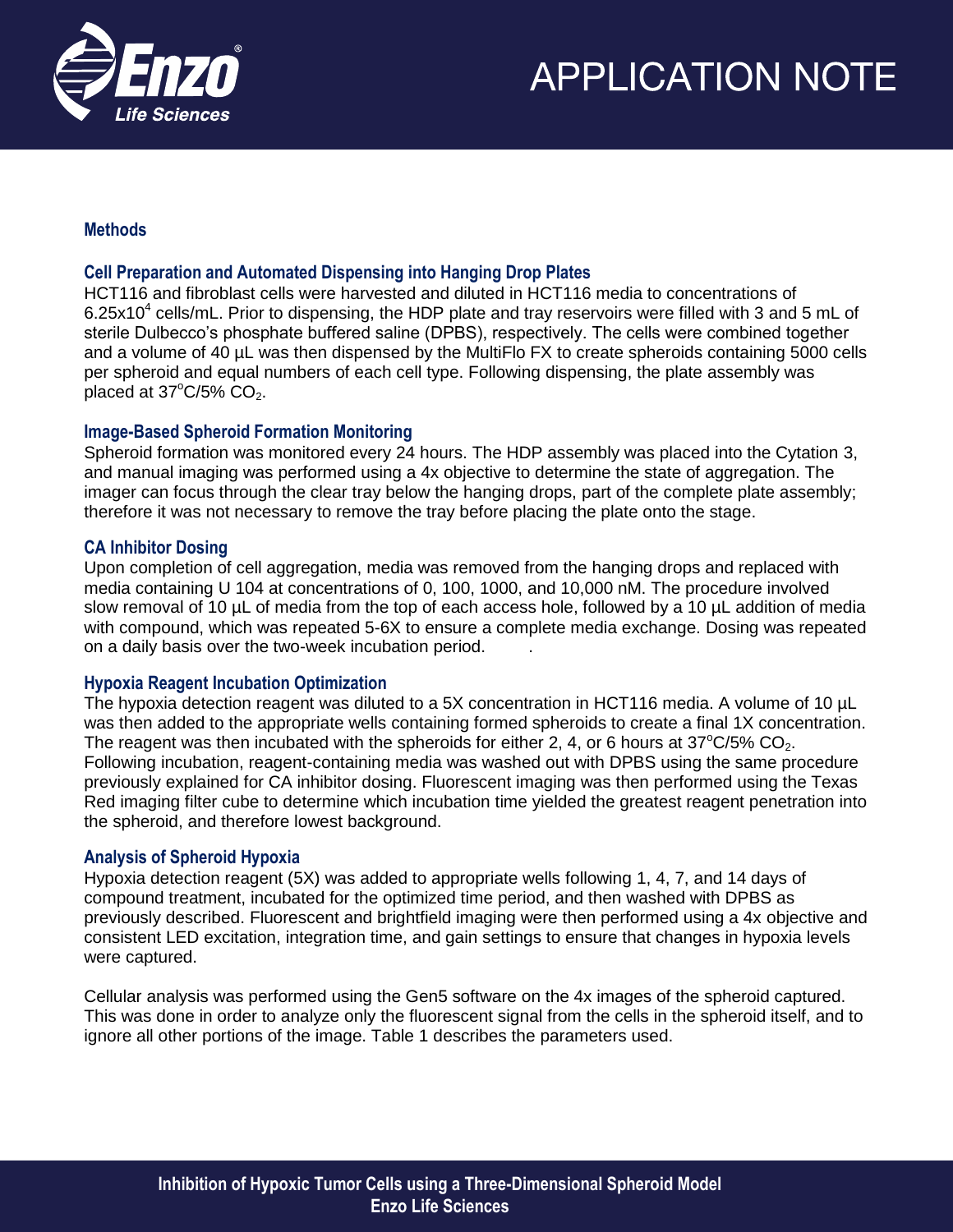## Methods

### Cell Preparation and Automated Dispensing into Hanging Drop Plates

HCT116 and fibroblast cells were harvested and diluted in HCT116 media to concentrations of $6.25x10^4$ cells/mL. Prior to dispensing, the HDP plate and tray reservoirs were filled with 3 and 5 mL of sterile Dulbecco's phosphate buffered saline (DPBS), respectively. The cells were combined together and a volume of 40 µL was then dispensed by the MultiFlo FX to create spheroids containing 5000 cells per spheroid and equal numbers of each cell type. Following dispensing, the plate assembly was placed at $37^oC/5\% \ CO_2$.

### Image-Based Spheroid Formation Monitoring

Spheroid formation was monitored every 24 hours. The HDP assembly was placed into the Cytation 3, and manual imaging was performed using a 4x objective to determine the state of aggregation. The imager can focus through the clear tray below the hanging drops, part of the complete plate assembly; therefore it was not necessary to remove the tray before placing the plate onto the stage.

### CA Inhibitor Dosing

Upon completion of cell aggregation, media was removed from the hanging drops and replaced with media containing U 104 at concentrations of 0, 100, 1000, and 10,000 nM. The procedure involved slow removal of 10 µL of media from the top of each access hole, followed by a 10 µL addition of media with compound, which was repeated 5-6X to ensure a complete media exchange. Dosing was repeated on a daily basis over the two-week incubation period.

### Hypoxia Reagent Incubation Optimization

The hypoxia detection reagent was diluted to a 5X concentration in HCT116 media. A volume of 10 µL was then added to the appropriate wells containing formed spheroids to create a final 1X concentration. The reagent was then incubated with the spheroids for either 2, 4, or 6 hours at $37^oC/5\% \ CO_2$. Following incubation, reagent-containing media was washed out with DPBS using the same procedure previously explained for CA inhibitor dosing. Fluorescent imaging was then performed using the Texas Red imaging filter cube to determine which incubation time yielded the greatest reagent penetration into the spheroid, and therefore lowest background.

### Analysis of Spheroid Hypoxia

Hypoxia detection reagent (5X) was added to appropriate wells following 1, 4, 7, and 14 days of compound treatment, incubated for the optimized time period, and then washed with DPBS as previously described. Fluorescent and brightfield imaging were then performed using a 4x objective and consistent LED excitation, integration time, and gain settings to ensure that changes in hypoxia levels were captured.

Cellular analysis was performed using the Gen5 software on the 4x images of the spheroid captured. This was done in order to analyze only the fluorescent signal from the cells in the spheroid itself, and to ignore all other portions of the image. Table 1 describes the parameters used.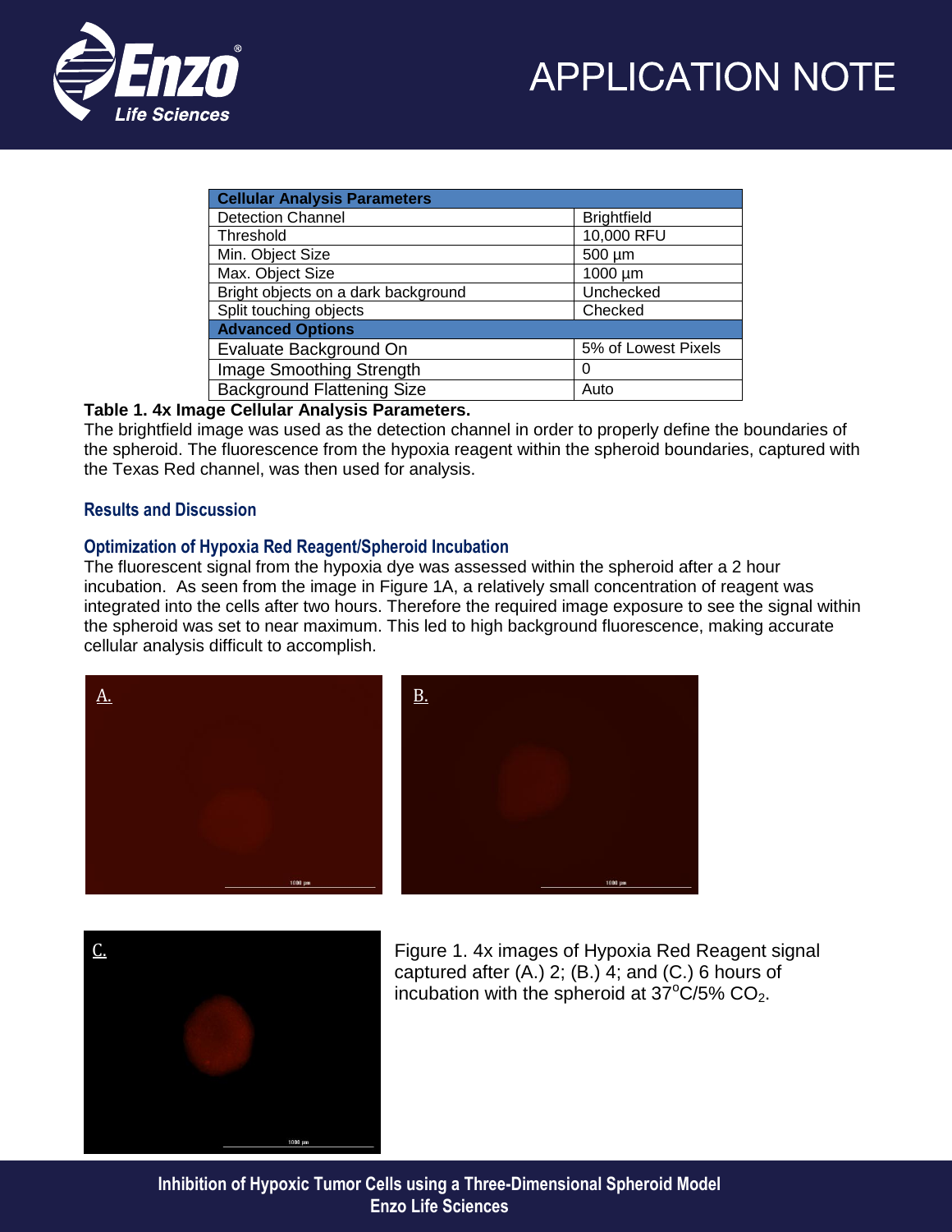| Cellular Analysis Parameters | |
|---|---|
| Detection Channel | Brightfield |
| Threshold | 10,000 RFU |
| Min. Object Size | 500 µm |
| Max. Object Size | 1000 µm |
| Bright objects on a dark background | Unchecked |
| Split touching objects | Checked |
| **Advanced Options** | |
| Evaluate Background On | 5% of Lowest Pixels |
| Image Smoothing Strength | 0 |
| Background Flattening Size | Auto |

**Table 1. 4x Image Cellular Analysis Parameters.**
The brightfield image was used as the detection channel in order to properly define the boundaries of the spheroid. The fluorescence from the hypoxia reagent within the spheroid boundaries, captured with the Texas Red channel, was then used for analysis.

## Results and Discussion

### Optimization of Hypoxia Red Reagent/Spheroid Incubation

The fluorescent signal from the hypoxia dye was assessed within the spheroid after a 2 hour incubation. As seen from the image in Figure 1A, a relatively small concentration of reagent was integrated into the cells after two hours. Therefore the required image exposure to see the signal within the spheroid was set to near maximum. This led to high background fluorescence, making accurate cellular analysis difficult to accomplish.

Figure 1. 4x images of Hypoxia Red Reagent signal captured after (A.) 2; (B.) 4; and (C.) 6 hours of incubation with the spheroid at 37°C/5% $CO_2$.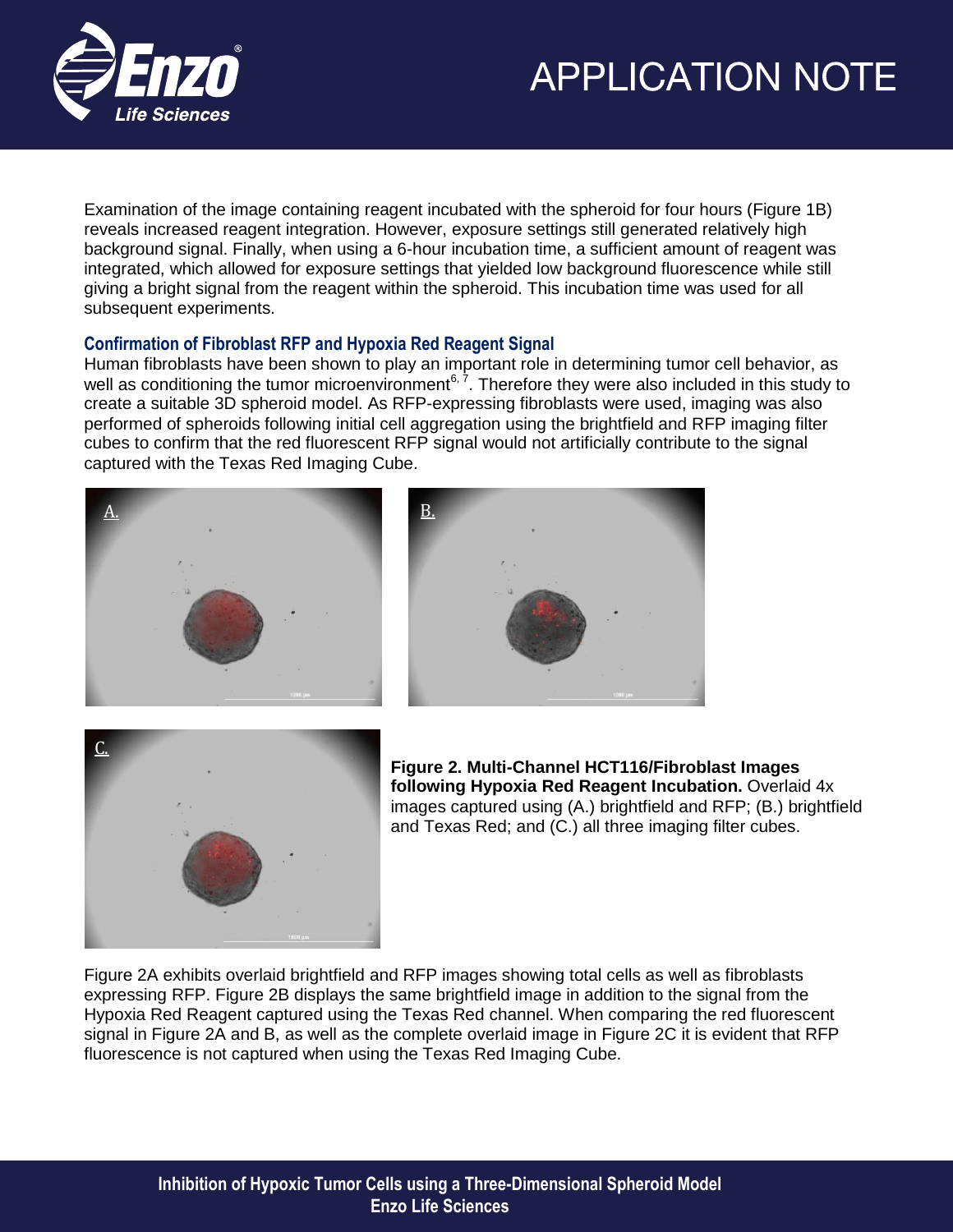Examination of the image containing reagent incubated with the spheroid for four hours (Figure 1B) reveals increased reagent integration. However, exposure settings still generated relatively high background signal. Finally, when using a 6-hour incubation time, a sufficient amount of reagent was integrated, which allowed for exposure settings that yielded low background fluorescence while still giving a bright signal from the reagent within the spheroid. This incubation time was used for all subsequent experiments.

### Confirmation of Fibroblast RFP and Hypoxia Red Reagent Signal

Human fibroblasts have been shown to play an important role in determining tumor cell behavior, as well as conditioning the tumor microenvironment[6, 7]. Therefore they were also included in this study to create a suitable 3D spheroid model. As RFP-expressing fibroblasts were used, imaging was also performed of spheroids following initial cell aggregation using the brightfield and RFP imaging filter cubes to confirm that the red fluorescent RFP signal would not artificially contribute to the signal captured with the Texas Red Imaging Cube.

**Figure 2. Multi-Channel HCT116/Fibroblast Images following Hypoxia Red Reagent Incubation.** Overlaid 4x images captured using (A.) brightfield and RFP; (B.) brightfield and Texas Red; and (C.) all three imaging filter cubes.

Figure 2A exhibits overlaid brightfield and RFP images showing total cells as well as fibroblasts expressing RFP. Figure 2B displays the same brightfield image in addition to the signal from the Hypoxia Red Reagent captured using the Texas Red channel. When comparing the red fluorescent signal in Figure 2A and B, as well as the complete overlaid image in Figure 2C it is evident that RFP fluorescence is not captured when using the Texas Red Imaging Cube.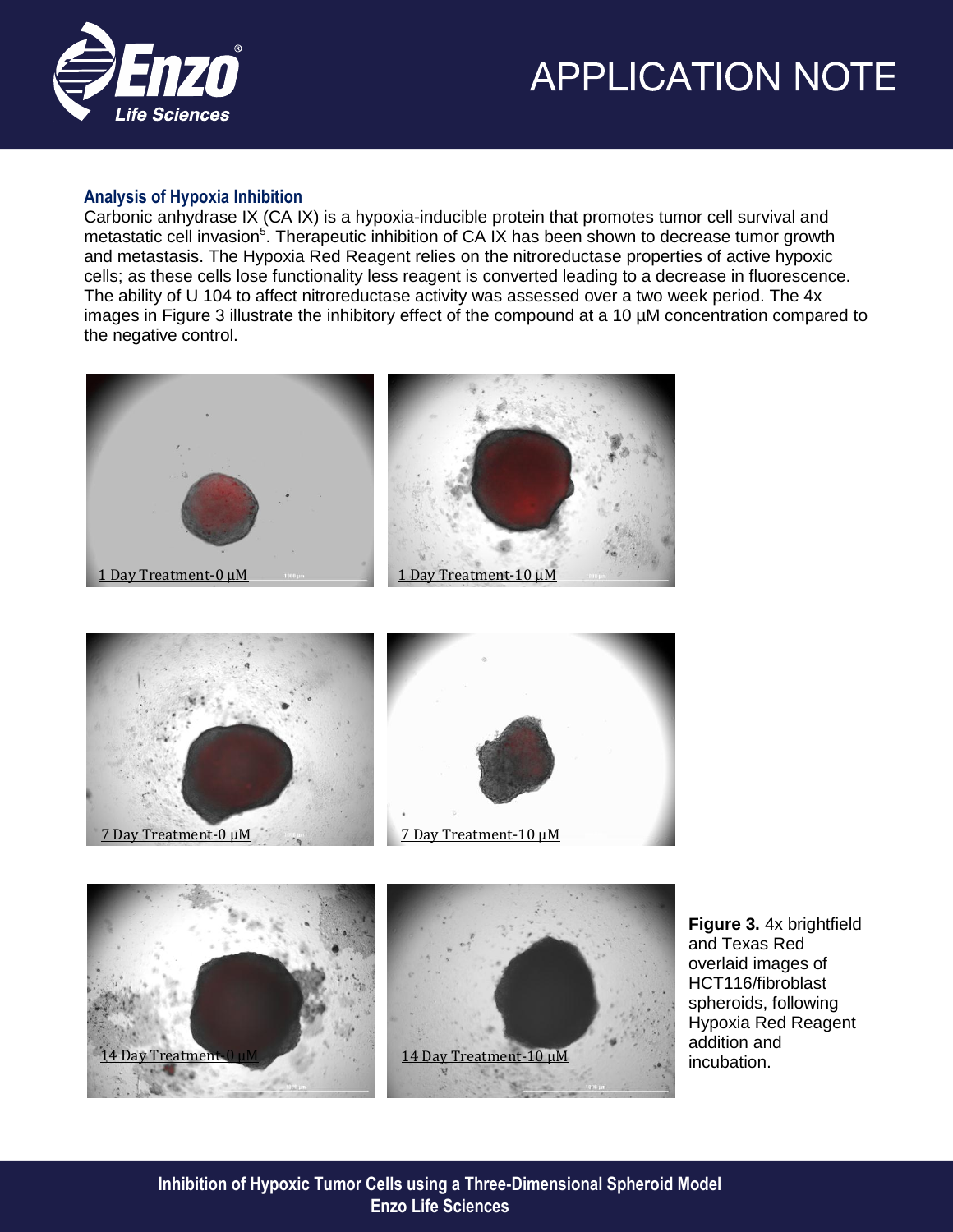## Analysis of Hypoxia Inhibition

Carbonic anhydrase IX (CA IX) is a hypoxia-inducible protein that promotes tumor cell survival and metastatic cell invasion[5]. Therapeutic inhibition of CA IX has been shown to decrease tumor growth and metastasis. The Hypoxia Red Reagent relies on the nitroreductase properties of active hypoxic cells; as these cells lose functionality less reagent is converted leading to a decrease in fluorescence. The ability of U 104 to affect nitroreductase activity was assessed over a two week period. The 4x images in Figure 3 illustrate the inhibitory effect of the compound at a 10 µM concentration compared to the negative control.

1 Day Treatment-0 µM

1 Day Treatment-10 µM

7 Day Treatment-0 µM

7 Day Treatment-10 µM

14 Day Treatment-0 µM

14 Day Treatment-10 µM

**Figure 3.** 4x brightfield and Texas Red overlaid images of HCT116/fibroblast spheroids, following Hypoxia Red Reagent addition and incubation.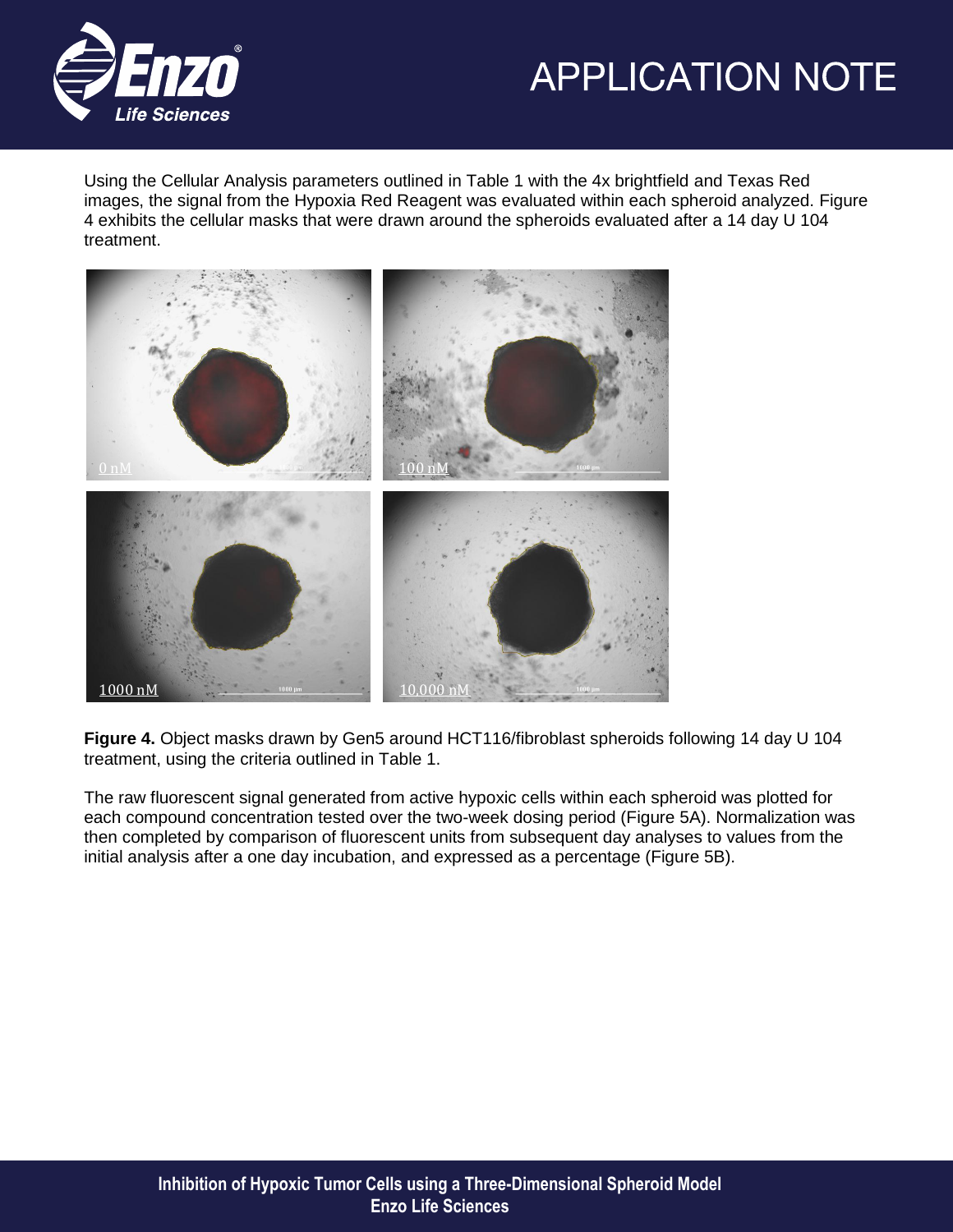Using the Cellular Analysis parameters outlined in Table 1 with the 4x brightfield and Texas Red images, the signal from the Hypoxia Red Reagent was evaluated within each spheroid analyzed. Figure 4 exhibits the cellular masks that were drawn around the spheroids evaluated after a 14 day U 104 treatment.

**Figure 4.** Object masks drawn by Gen5 around HCT116/fibroblast spheroids following 14 day U 104 treatment, using the criteria outlined in Table 1.

The raw fluorescent signal generated from active hypoxic cells within each spheroid was plotted for each compound concentration tested over the two-week dosing period (Figure 5A). Normalization was then completed by comparison of fluorescent units from subsequent day analyses to values from the initial analysis after a one day incubation, and expressed as a percentage (Figure 5B).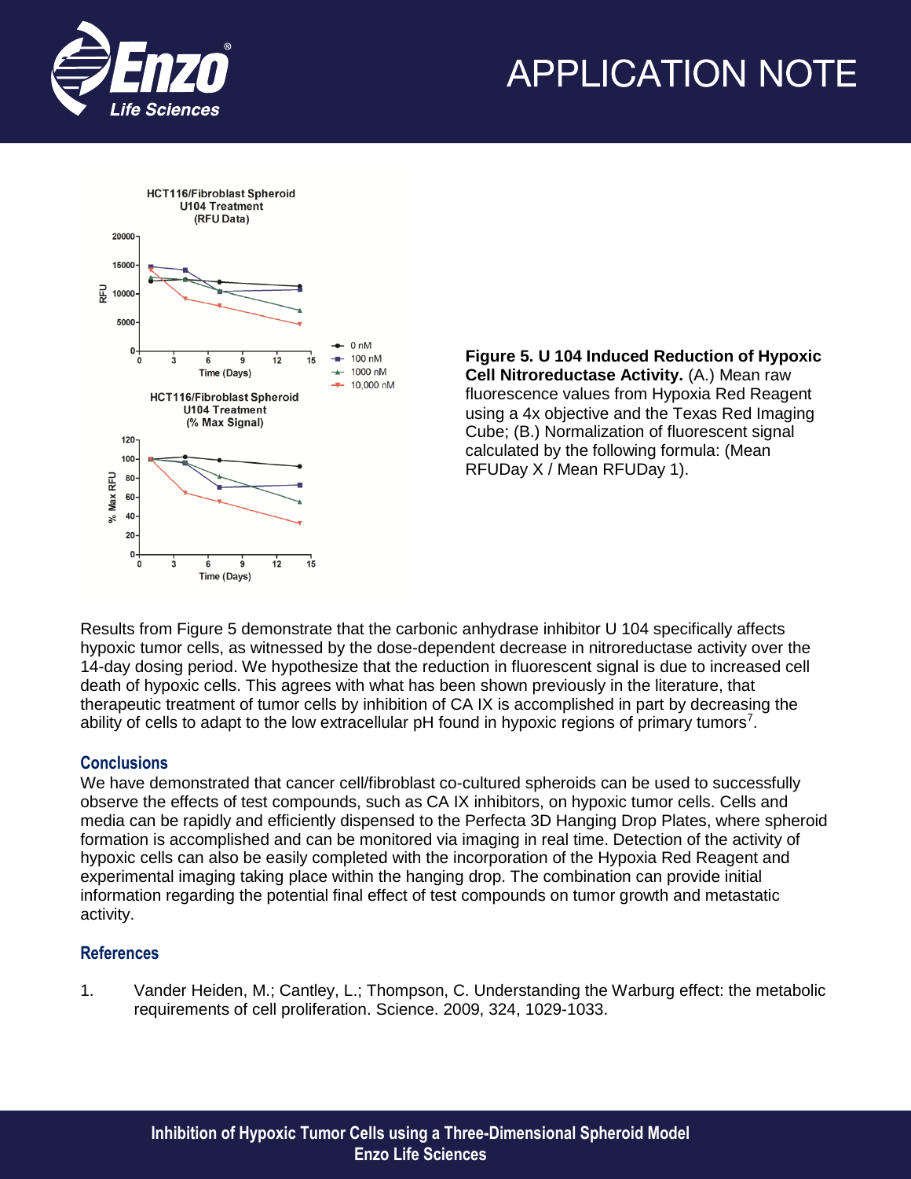**Figure 5. U 104 Induced Reduction of Hypoxic Cell Nitroreductase Activity.** (A.) Mean raw fluorescence values from Hypoxia Red Reagent using a 4x objective and the Texas Red Imaging Cube; (B.) Normalization of fluorescent signal calculated by the following formula: (Mean RFUDay X / Mean RFUDay 1).

Results from Figure 5 demonstrate that the carbonic anhydrase inhibitor U 104 specifically affects hypoxic tumor cells, as witnessed by the dose-dependent decrease in nitroreductase activity over the 14-day dosing period. We hypothesize that the reduction in fluorescent signal is due to increased cell death of hypoxic cells. This agrees with what has been shown previously in the literature, that therapeutic treatment of tumor cells by inhibition of CA IX is accomplished in part by decreasing the ability of cells to adapt to the low extracellular pH found in hypoxic regions of primary tumors[7].

## Conclusions

We have demonstrated that cancer cell/fibroblast co-cultured spheroids can be used to successfully observe the effects of test compounds, such as CA IX inhibitors, on hypoxic tumor cells. Cells and media can be rapidly and efficiently dispensed to the Perfecta 3D Hanging Drop Plates, where spheroid formation is accomplished and can be monitored via imaging in real time. Detection of the activity of hypoxic cells can also be easily completed with the incorporation of the Hypoxia Red Reagent and experimental imaging taking place within the hanging drop. The combination can provide initial information regarding the potential final effect of test compounds on tumor growth and metastatic activity.

## References

1. Vander Heiden, M.; Cantley, L.; Thompson, C. Understanding the Warburg effect: the metabolic requirements of cell proliferation. Science. 2009, 324, 1029-1033.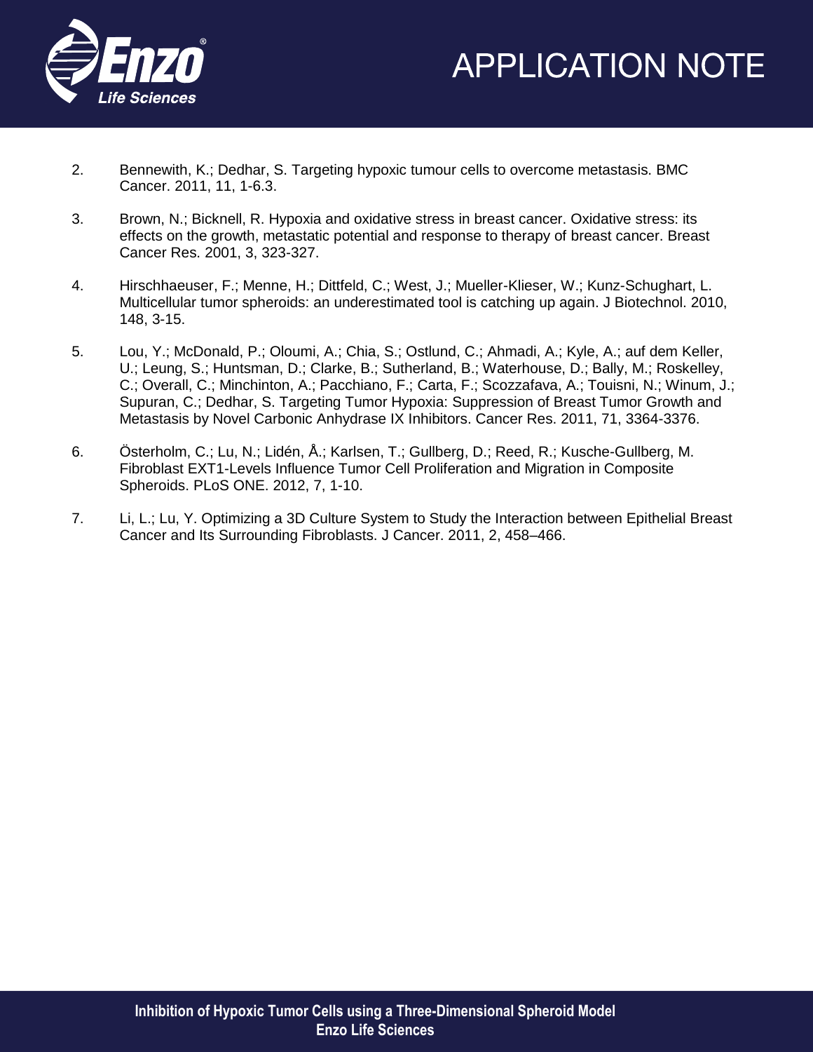2. Bennewith, K.; Dedhar, S. Targeting hypoxic tumour cells to overcome metastasis. BMC Cancer. 2011, 11, 1-6.3.

3. Brown, N.; Bicknell, R. Hypoxia and oxidative stress in breast cancer. Oxidative stress: its effects on the growth, metastatic potential and response to therapy of breast cancer. Breast Cancer Res. 2001, 3, 323-327.

4. Hirschhaeuser, F.; Menne, H.; Dittfeld, C.; West, J.; Mueller-Klieser, W.; Kunz-Schughart, L. Multicellular tumor spheroids: an underestimated tool is catching up again. J Biotechnol. 2010, 148, 3-15.

5. Lou, Y.; McDonald, P.; Oloumi, A.; Chia, S.; Ostlund, C.; Ahmadi, A.; Kyle, A.; auf dem Keller, U.; Leung, S.; Huntsman, D.; Clarke, B.; Sutherland, B.; Waterhouse, D.; Bally, M.; Roskelley, C.; Overall, C.; Minchinton, A.; Pacchiano, F.; Carta, F.; Scozzafava, A.; Touisni, N.; Winum, J.; Supuran, C.; Dedhar, S. Targeting Tumor Hypoxia: Suppression of Breast Tumor Growth and Metastasis by Novel Carbonic Anhydrase IX Inhibitors. Cancer Res. 2011, 71, 3364-3376.

6. Österholm, C.; Lu, N.; Lidén, Å.; Karlsen, T.; Gullberg, D.; Reed, R.; Kusche-Gullberg, M. Fibroblast EXT1-Levels Influence Tumor Cell Proliferation and Migration in Composite Spheroids. PLoS ONE. 2012, 7, 1-10.

7. Li, L.; Lu, Y. Optimizing a 3D Culture System to Study the Interaction between Epithelial Breast Cancer and Its Surrounding Fibroblasts. J Cancer. 2011, 2, 458–466.